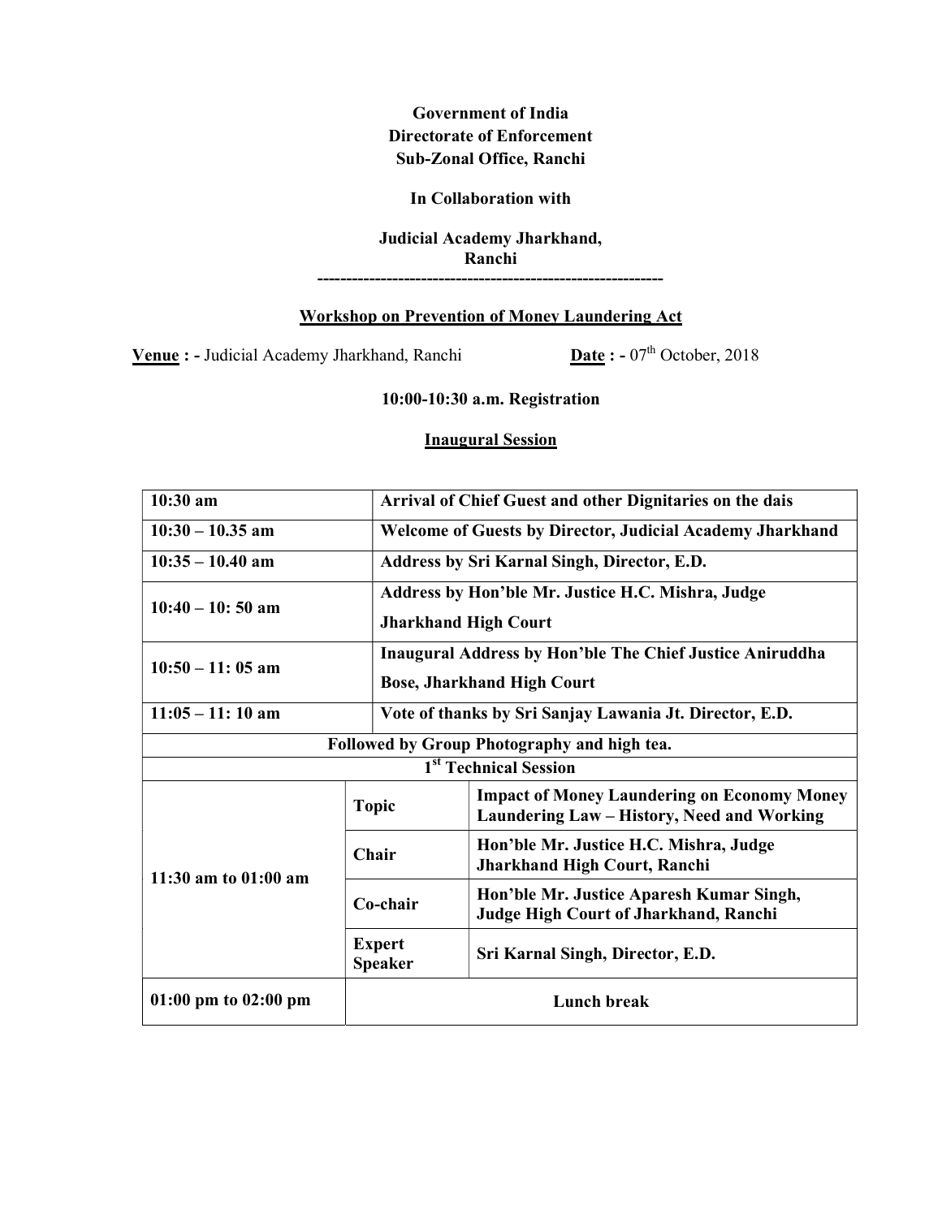**Government of India**
**Directorate of Enforcement**
**Sub-Zonal Office, Ranchi**

**In Collaboration with**

**Judicial Academy Jharkhand, Ranchi**

---

## Workshop on Prevention of Money Laundering Act

**Venue : -** Judicial Academy Jharkhand, Ranchi **Date : -** 07th October, 2018

**10:00-10:30 a.m. Registration**

### Inaugural Session

| | |
|---|---|
| **10:30 am** | **Arrival of Chief Guest and other Dignitaries on the dais** |
| **10:30 – 10.35 am** | **Welcome of Guests by Director, Judicial Academy Jharkhand** |
| **10:35 – 10.40 am** | **Address by Sri Karnal Singh, Director, E.D.** |
| **10:40 – 10: 50 am** | **Address by Hon'ble Mr. Justice H.C. Mishra, Judge Jharkhand High Court** |
| **10:50 – 11: 05 am** | **Inaugural Address by Hon'ble The Chief Justice Aniruddha Bose, Jharkhand High Court** |
| **11:05 – 11: 10 am** | **Vote of thanks by Sri Sanjay Lawania Jt. Director, E.D.** |

**Followed by Group Photography and high tea.**

**1st Technical Session**

| | | |
|---|---|---|
| **11:30 am to 01:00 am** | **Topic** | **Impact of Money Laundering on Economy Money Laundering Law – History, Need and Working** |
| | **Chair** | **Hon'ble Mr. Justice H.C. Mishra, Judge Jharkhand High Court, Ranchi** |
| | **Co-chair** | **Hon'ble Mr. Justice Aparesh Kumar Singh, Judge High Court of Jharkhand, Ranchi** |
| | **Expert Speaker** | **Sri Karnal Singh, Director, E.D.** |
| **01:00 pm to 02:00 pm** | **Lunch break** | |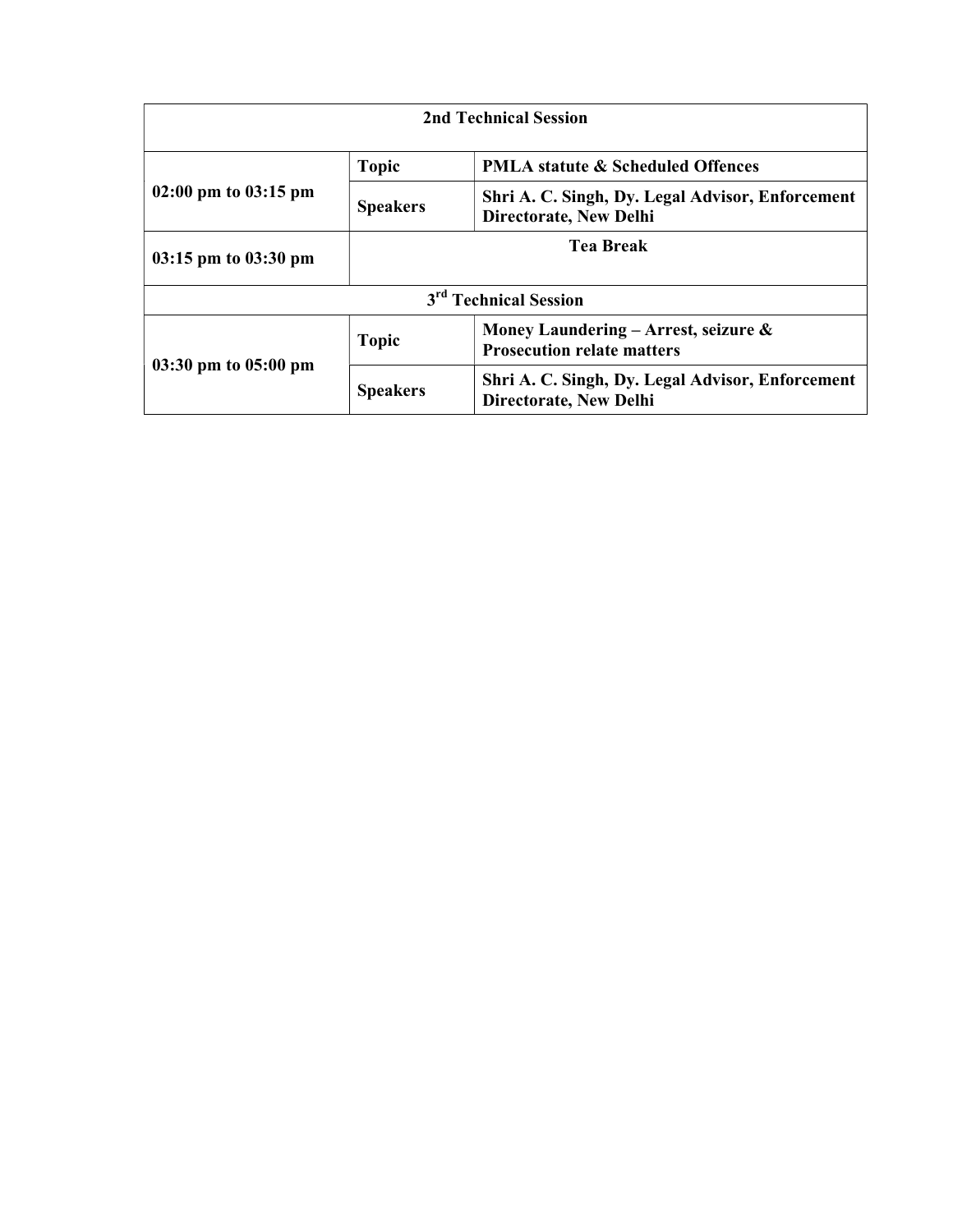| | | |
|---|---|---|
| **2nd Technical Session** | | |
| **02:00 pm to 03:15 pm** | **Topic** | **PMLA statute & Scheduled Offences** |
| | **Speakers** | **Shri A. C. Singh, Dy. Legal Advisor, Enforcement Directorate, New Delhi** |
| **03:15 pm to 03:30 pm** | **Tea Break** | |
| **3rd Technical Session** | | |
| **03:30 pm to 05:00 pm** | **Topic** | **Money Laundering – Arrest, seizure & Prosecution relate matters** |
| | **Speakers** | **Shri A. C. Singh, Dy. Legal Advisor, Enforcement Directorate, New Delhi** |